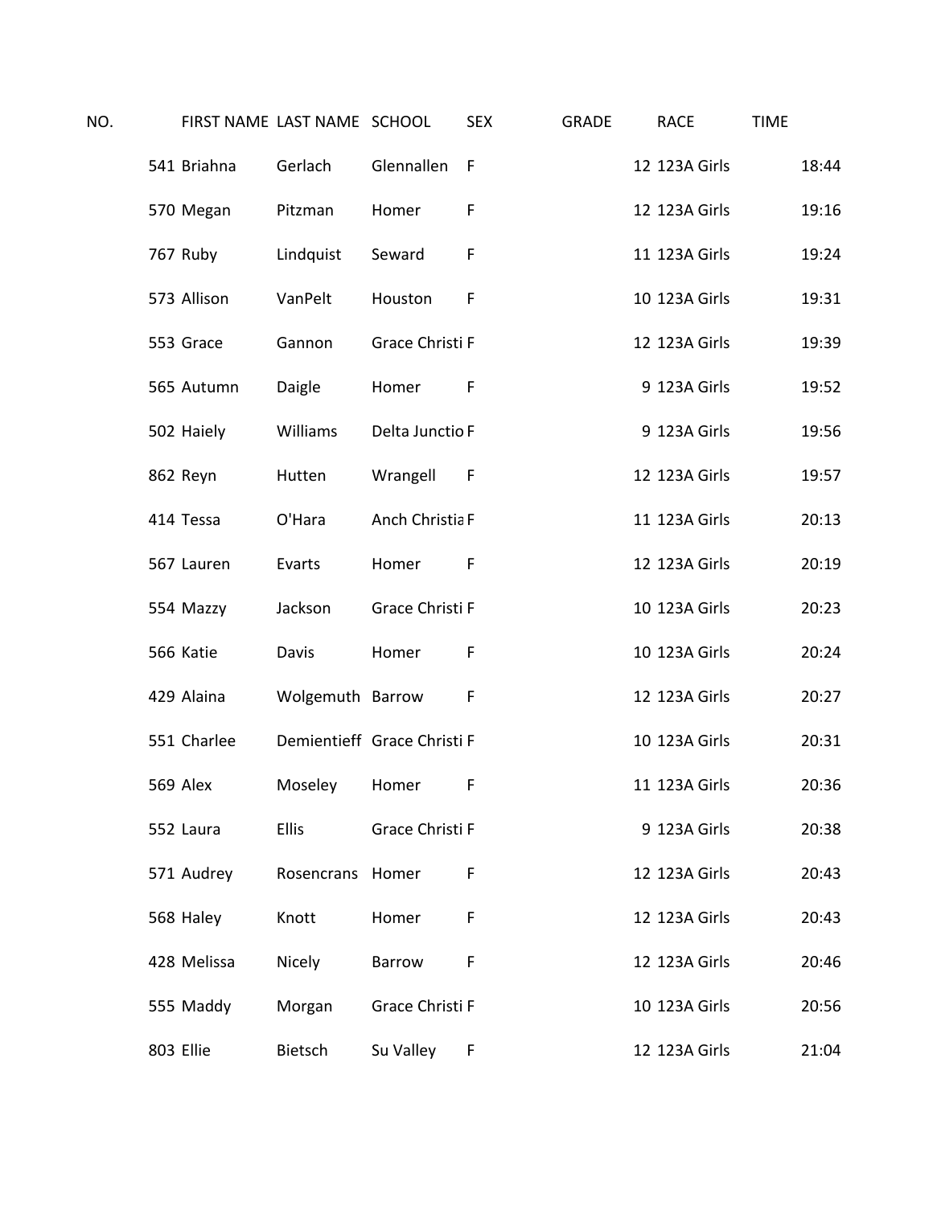| NO. | FIRST NAME | LAST NAME | SCHOOL | SEX | GRADE | RACE | TIME |
|---|---|---|---|---|---|---|---|
| 541 | Briahna | Gerlach | Glennallen | F | 12 | 123A Girls | 18:44 |
| 570 | Megan | Pitzman | Homer | F | 12 | 123A Girls | 19:16 |
| 767 | Ruby | Lindquist | Seward | F | 11 | 123A Girls | 19:24 |
| 573 | Allison | VanPelt | Houston | F | 10 | 123A Girls | 19:31 |
| 553 | Grace | Gannon | Grace Christi | F | 12 | 123A Girls | 19:39 |
| 565 | Autumn | Daigle | Homer | F | 9 | 123A Girls | 19:52 |
| 502 | Haiely | Williams | Delta Junctio | F | 9 | 123A Girls | 19:56 |
| 862 | Reyn | Hutten | Wrangell | F | 12 | 123A Girls | 19:57 |
| 414 | Tessa | O'Hara | Anch Christia | F | 11 | 123A Girls | 20:13 |
| 567 | Lauren | Evarts | Homer | F | 12 | 123A Girls | 20:19 |
| 554 | Mazzy | Jackson | Grace Christi | F | 10 | 123A Girls | 20:23 |
| 566 | Katie | Davis | Homer | F | 10 | 123A Girls | 20:24 |
| 429 | Alaina | Wolgemuth | Barrow | F | 12 | 123A Girls | 20:27 |
| 551 | Charlee | Demientieff | Grace Christi | F | 10 | 123A Girls | 20:31 |
| 569 | Alex | Moseley | Homer | F | 11 | 123A Girls | 20:36 |
| 552 | Laura | Ellis | Grace Christi | F | 9 | 123A Girls | 20:38 |
| 571 | Audrey | Rosencrans | Homer | F | 12 | 123A Girls | 20:43 |
| 568 | Haley | Knott | Homer | F | 12 | 123A Girls | 20:43 |
| 428 | Melissa | Nicely | Barrow | F | 12 | 123A Girls | 20:46 |
| 555 | Maddy | Morgan | Grace Christi | F | 10 | 123A Girls | 20:56 |
| 803 | Ellie | Bietsch | Su Valley | F | 12 | 123A Girls | 21:04 |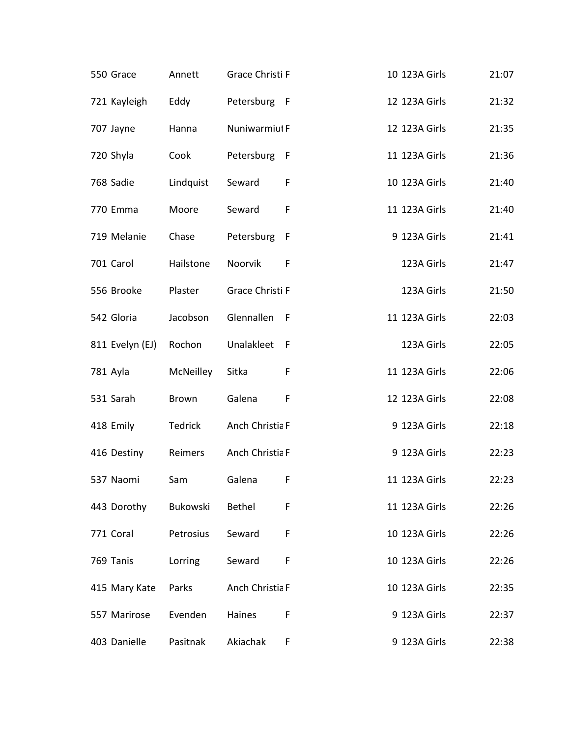| | | | | | | | |
|---|---|---|---|---|---|---|---|
| 550 | Grace | Annett | Grace Christi | F | 10 | 123A Girls | 21:07 |
| 721 | Kayleigh | Eddy | Petersburg | F | 12 | 123A Girls | 21:32 |
| 707 | Jayne | Hanna | Nuniwarmiut | F | 12 | 123A Girls | 21:35 |
| 720 | Shyla | Cook | Petersburg | F | 11 | 123A Girls | 21:36 |
| 768 | Sadie | Lindquist | Seward | F | 10 | 123A Girls | 21:40 |
| 770 | Emma | Moore | Seward | F | 11 | 123A Girls | 21:40 |
| 719 | Melanie | Chase | Petersburg | F | 9 | 123A Girls | 21:41 |
| 701 | Carol | Hailstone | Noorvik | F | | 123A Girls | 21:47 |
| 556 | Brooke | Plaster | Grace Christi | F | | 123A Girls | 21:50 |
| 542 | Gloria | Jacobson | Glennallen | F | 11 | 123A Girls | 22:03 |
| 811 | Evelyn (EJ) | Rochon | Unalakleet | F | | 123A Girls | 22:05 |
| 781 | Ayla | McNeilley | Sitka | F | 11 | 123A Girls | 22:06 |
| 531 | Sarah | Brown | Galena | F | 12 | 123A Girls | 22:08 |
| 418 | Emily | Tedrick | Anch Christia | F | 9 | 123A Girls | 22:18 |
| 416 | Destiny | Reimers | Anch Christia | F | 9 | 123A Girls | 22:23 |
| 537 | Naomi | Sam | Galena | F | 11 | 123A Girls | 22:23 |
| 443 | Dorothy | Bukowski | Bethel | F | 11 | 123A Girls | 22:26 |
| 771 | Coral | Petrosius | Seward | F | 10 | 123A Girls | 22:26 |
| 769 | Tanis | Lorring | Seward | F | 10 | 123A Girls | 22:26 |
| 415 | Mary Kate | Parks | Anch Christia | F | 10 | 123A Girls | 22:35 |
| 557 | Marirose | Evenden | Haines | F | 9 | 123A Girls | 22:37 |
| 403 | Danielle | Pasitnak | Akiachak | F | 9 | 123A Girls | 22:38 |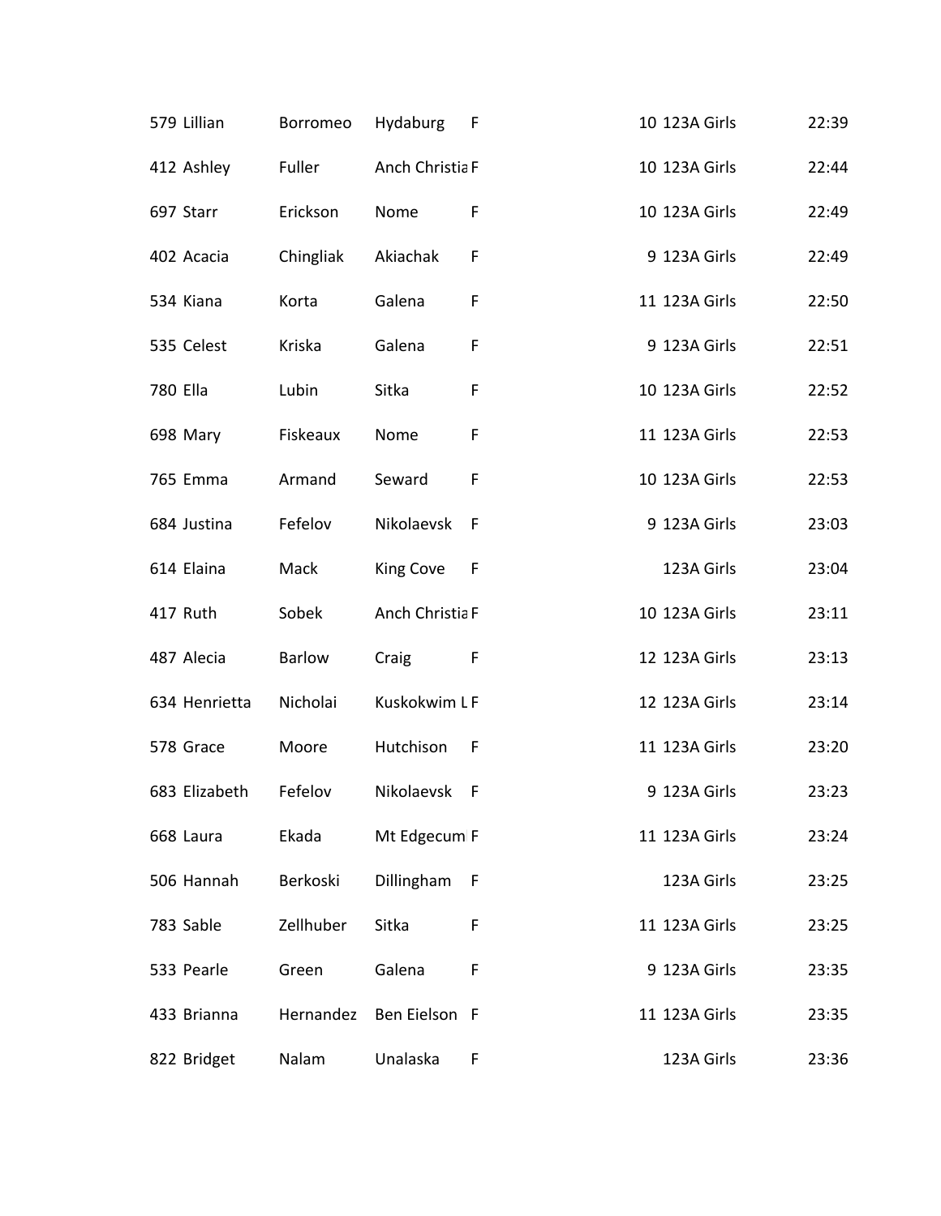| | | | | | | | |
|---|---|---|---|---|---|---|---|
| 579 | Lillian | Borromeo | Hydaburg | F | 10 | 123A Girls | 22:39 |
| 412 | Ashley | Fuller | Anch Christia | F | 10 | 123A Girls | 22:44 |
| 697 | Starr | Erickson | Nome | F | 10 | 123A Girls | 22:49 |
| 402 | Acacia | Chingliak | Akiachak | F | 9 | 123A Girls | 22:49 |
| 534 | Kiana | Korta | Galena | F | 11 | 123A Girls | 22:50 |
| 535 | Celest | Kriska | Galena | F | 9 | 123A Girls | 22:51 |
| 780 | Ella | Lubin | Sitka | F | 10 | 123A Girls | 22:52 |
| 698 | Mary | Fiskeaux | Nome | F | 11 | 123A Girls | 22:53 |
| 765 | Emma | Armand | Seward | F | 10 | 123A Girls | 22:53 |
| 684 | Justina | Fefelov | Nikolaevsk | F | 9 | 123A Girls | 23:03 |
| 614 | Elaina | Mack | King Cove | F | | 123A Girls | 23:04 |
| 417 | Ruth | Sobek | Anch Christia | F | 10 | 123A Girls | 23:11 |
| 487 | Alecia | Barlow | Craig | F | 12 | 123A Girls | 23:13 |
| 634 | Henrietta | Nicholai | Kuskokwim L | F | 12 | 123A Girls | 23:14 |
| 578 | Grace | Moore | Hutchison | F | 11 | 123A Girls | 23:20 |
| 683 | Elizabeth | Fefelov | Nikolaevsk | F | 9 | 123A Girls | 23:23 |
| 668 | Laura | Ekada | Mt Edgecum | F | 11 | 123A Girls | 23:24 |
| 506 | Hannah | Berkoski | Dillingham | F | | 123A Girls | 23:25 |
| 783 | Sable | Zellhuber | Sitka | F | 11 | 123A Girls | 23:25 |
| 533 | Pearle | Green | Galena | F | 9 | 123A Girls | 23:35 |
| 433 | Brianna | Hernandez | Ben Eielson | F | 11 | 123A Girls | 23:35 |
| 822 | Bridget | Nalam | Unalaska | F | | 123A Girls | 23:36 |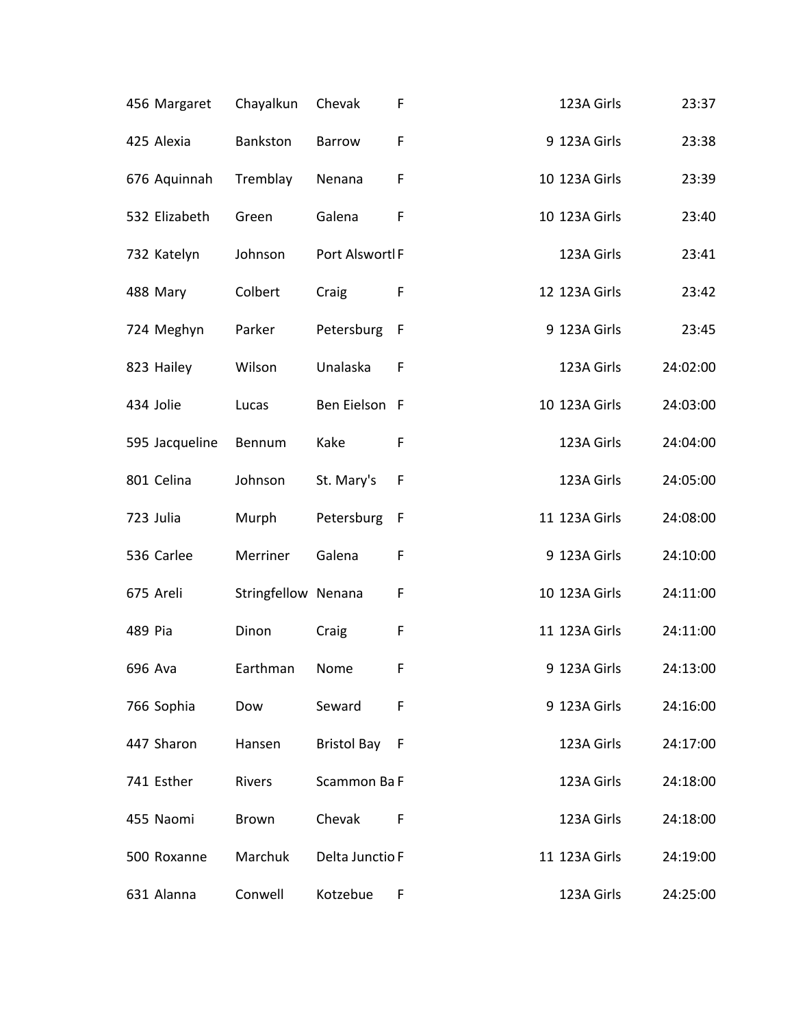| | | | | | | | |
|---|---|---|---|---|---|---|---|
| 456 | Margaret | Chayalkun | Chevak | F | | 123A Girls | 23:37 |
| 425 | Alexia | Bankston | Barrow | F | 9 | 123A Girls | 23:38 |
| 676 | Aquinnah | Tremblay | Nenana | F | 10 | 123A Girls | 23:39 |
| 532 | Elizabeth | Green | Galena | F | 10 | 123A Girls | 23:40 |
| 732 | Katelyn | Johnson | Port Alswortl | F | | 123A Girls | 23:41 |
| 488 | Mary | Colbert | Craig | F | 12 | 123A Girls | 23:42 |
| 724 | Meghyn | Parker | Petersburg | F | 9 | 123A Girls | 23:45 |
| 823 | Hailey | Wilson | Unalaska | F | | 123A Girls | 24:02:00 |
| 434 | Jolie | Lucas | Ben Eielson | F | 10 | 123A Girls | 24:03:00 |
| 595 | Jacqueline | Bennum | Kake | F | | 123A Girls | 24:04:00 |
| 801 | Celina | Johnson | St. Mary's | F | | 123A Girls | 24:05:00 |
| 723 | Julia | Murph | Petersburg | F | 11 | 123A Girls | 24:08:00 |
| 536 | Carlee | Merriner | Galena | F | 9 | 123A Girls | 24:10:00 |
| 675 | Areli | Stringfellow | Nenana | F | 10 | 123A Girls | 24:11:00 |
| 489 | Pia | Dinon | Craig | F | 11 | 123A Girls | 24:11:00 |
| 696 | Ava | Earthman | Nome | F | 9 | 123A Girls | 24:13:00 |
| 766 | Sophia | Dow | Seward | F | 9 | 123A Girls | 24:16:00 |
| 447 | Sharon | Hansen | Bristol Bay | F | | 123A Girls | 24:17:00 |
| 741 | Esther | Rivers | Scammon Ba | F | | 123A Girls | 24:18:00 |
| 455 | Naomi | Brown | Chevak | F | | 123A Girls | 24:18:00 |
| 500 | Roxanne | Marchuk | Delta Junctio | F | 11 | 123A Girls | 24:19:00 |
| 631 | Alanna | Conwell | Kotzebue | F | | 123A Girls | 24:25:00 |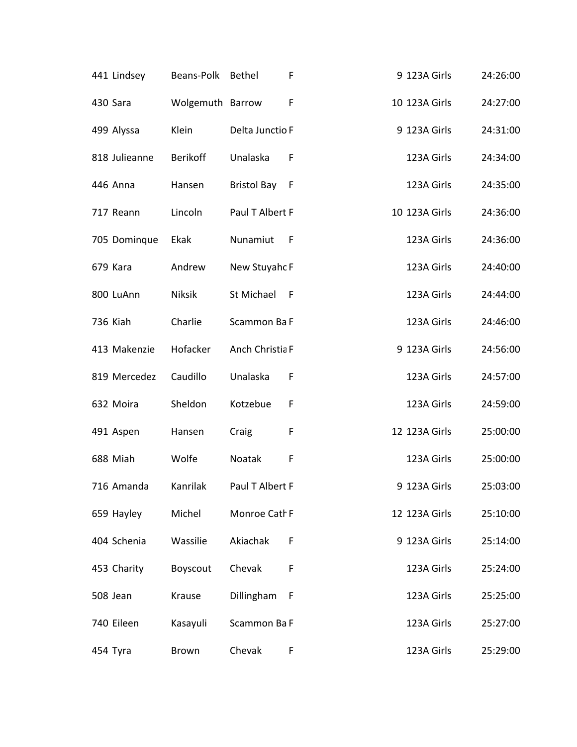| | | | | | | | |
|---|---|---|---|---|---|---|---|
| 441 | Lindsey | Beans-Polk | Bethel | F | 9 | 123A Girls | 24:26:00 |
| 430 | Sara | Wolgemuth | Barrow | F | 10 | 123A Girls | 24:27:00 |
| 499 | Alyssa | Klein | Delta Junctio | F | 9 | 123A Girls | 24:31:00 |
| 818 | Julieanne | Berikoff | Unalaska | F | | 123A Girls | 24:34:00 |
| 446 | Anna | Hansen | Bristol Bay | F | | 123A Girls | 24:35:00 |
| 717 | Reann | Lincoln | Paul T Albert | F | 10 | 123A Girls | 24:36:00 |
| 705 | Dominque | Ekak | Nunamiut | F | | 123A Girls | 24:36:00 |
| 679 | Kara | Andrew | New Stuyahc | F | | 123A Girls | 24:40:00 |
| 800 | LuAnn | Niksik | St Michael | F | | 123A Girls | 24:44:00 |
| 736 | Kiah | Charlie | Scammon Ba | F | | 123A Girls | 24:46:00 |
| 413 | Makenzie | Hofacker | Anch Christia | F | 9 | 123A Girls | 24:56:00 |
| 819 | Mercedez | Caudillo | Unalaska | F | | 123A Girls | 24:57:00 |
| 632 | Moira | Sheldon | Kotzebue | F | | 123A Girls | 24:59:00 |
| 491 | Aspen | Hansen | Craig | F | 12 | 123A Girls | 25:00:00 |
| 688 | Miah | Wolfe | Noatak | F | | 123A Girls | 25:00:00 |
| 716 | Amanda | Kanrilak | Paul T Albert | F | 9 | 123A Girls | 25:03:00 |
| 659 | Hayley | Michel | Monroe Cath | F | 12 | 123A Girls | 25:10:00 |
| 404 | Schenia | Wassilie | Akiachak | F | 9 | 123A Girls | 25:14:00 |
| 453 | Charity | Boyscout | Chevak | F | | 123A Girls | 25:24:00 |
| 508 | Jean | Krause | Dillingham | F | | 123A Girls | 25:25:00 |
| 740 | Eileen | Kasayuli | Scammon Ba | F | | 123A Girls | 25:27:00 |
| 454 | Tyra | Brown | Chevak | F | | 123A Girls | 25:29:00 |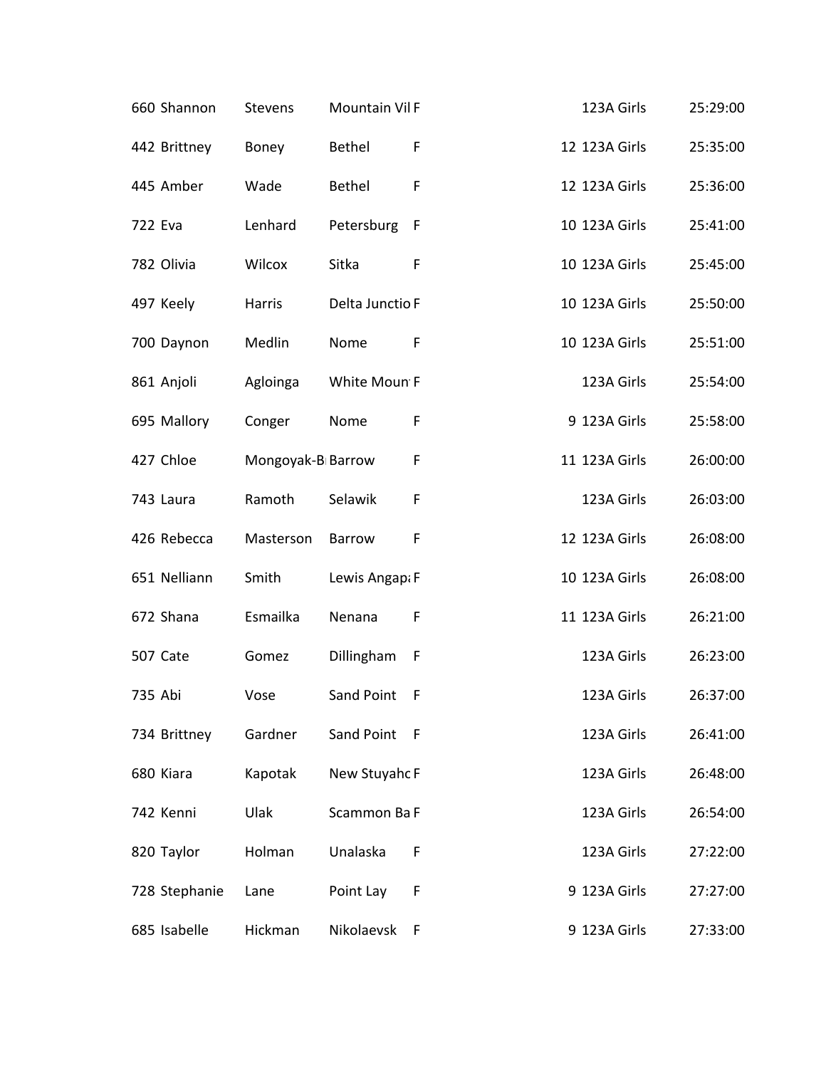| | | | | | | | |
|---|---|---|---|---|---|---|---|
| 660 | Shannon | Stevens | Mountain Vil | F | | 123A Girls | 25:29:00 |
| 442 | Brittney | Boney | Bethel | F | 12 | 123A Girls | 25:35:00 |
| 445 | Amber | Wade | Bethel | F | 12 | 123A Girls | 25:36:00 |
| 722 | Eva | Lenhard | Petersburg | F | 10 | 123A Girls | 25:41:00 |
| 782 | Olivia | Wilcox | Sitka | F | 10 | 123A Girls | 25:45:00 |
| 497 | Keely | Harris | Delta Junctio | F | 10 | 123A Girls | 25:50:00 |
| 700 | Daynon | Medlin | Nome | F | 10 | 123A Girls | 25:51:00 |
| 861 | Anjoli | Agloinga | White Moun | F | | 123A Girls | 25:54:00 |
| 695 | Mallory | Conger | Nome | F | 9 | 123A Girls | 25:58:00 |
| 427 | Chloe | Mongoyak-B | Barrow | F | 11 | 123A Girls | 26:00:00 |
| 743 | Laura | Ramoth | Selawik | F | | 123A Girls | 26:03:00 |
| 426 | Rebecca | Masterson | Barrow | F | 12 | 123A Girls | 26:08:00 |
| 651 | Nelliann | Smith | Lewis Angap | F | 10 | 123A Girls | 26:08:00 |
| 672 | Shana | Esmailka | Nenana | F | 11 | 123A Girls | 26:21:00 |
| 507 | Cate | Gomez | Dillingham | F | | 123A Girls | 26:23:00 |
| 735 | Abi | Vose | Sand Point | F | | 123A Girls | 26:37:00 |
| 734 | Brittney | Gardner | Sand Point | F | | 123A Girls | 26:41:00 |
| 680 | Kiara | Kapotak | New Stuyahc | F | | 123A Girls | 26:48:00 |
| 742 | Kenni | Ulak | Scammon Ba | F | | 123A Girls | 26:54:00 |
| 820 | Taylor | Holman | Unalaska | F | | 123A Girls | 27:22:00 |
| 728 | Stephanie | Lane | Point Lay | F | 9 | 123A Girls | 27:27:00 |
| 685 | Isabelle | Hickman | Nikolaevsk | F | 9 | 123A Girls | 27:33:00 |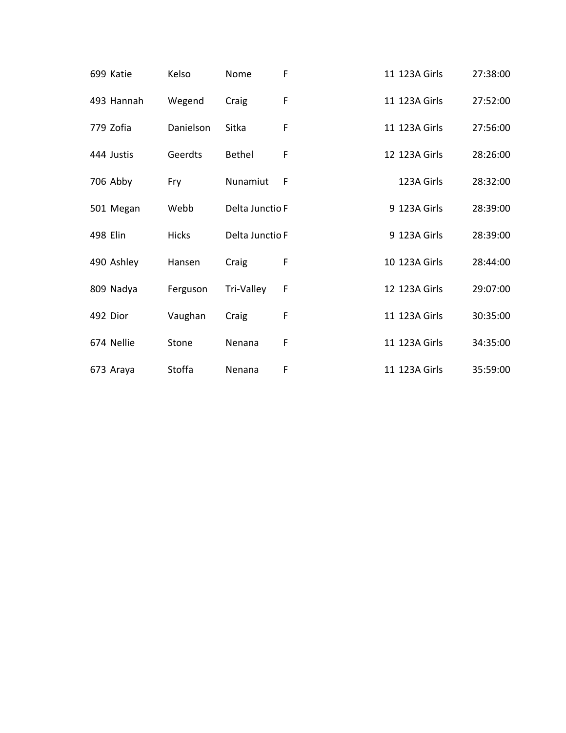| | | | | | | | |
|---|---|---|---|---|---|---|---|
| 699 | Katie | Kelso | Nome | F | 11 | 123A Girls | 27:38:00 |
| 493 | Hannah | Wegend | Craig | F | 11 | 123A Girls | 27:52:00 |
| 779 | Zofia | Danielson | Sitka | F | 11 | 123A Girls | 27:56:00 |
| 444 | Justis | Geerdts | Bethel | F | 12 | 123A Girls | 28:26:00 |
| 706 | Abby | Fry | Nunamiut | F | | 123A Girls | 28:32:00 |
| 501 | Megan | Webb | Delta Junctio | F | 9 | 123A Girls | 28:39:00 |
| 498 | Elin | Hicks | Delta Junctio | F | 9 | 123A Girls | 28:39:00 |
| 490 | Ashley | Hansen | Craig | F | 10 | 123A Girls | 28:44:00 |
| 809 | Nadya | Ferguson | Tri-Valley | F | 12 | 123A Girls | 29:07:00 |
| 492 | Dior | Vaughan | Craig | F | 11 | 123A Girls | 30:35:00 |
| 674 | Nellie | Stone | Nenana | F | 11 | 123A Girls | 34:35:00 |
| 673 | Araya | Stoffa | Nenana | F | 11 | 123A Girls | 35:59:00 |